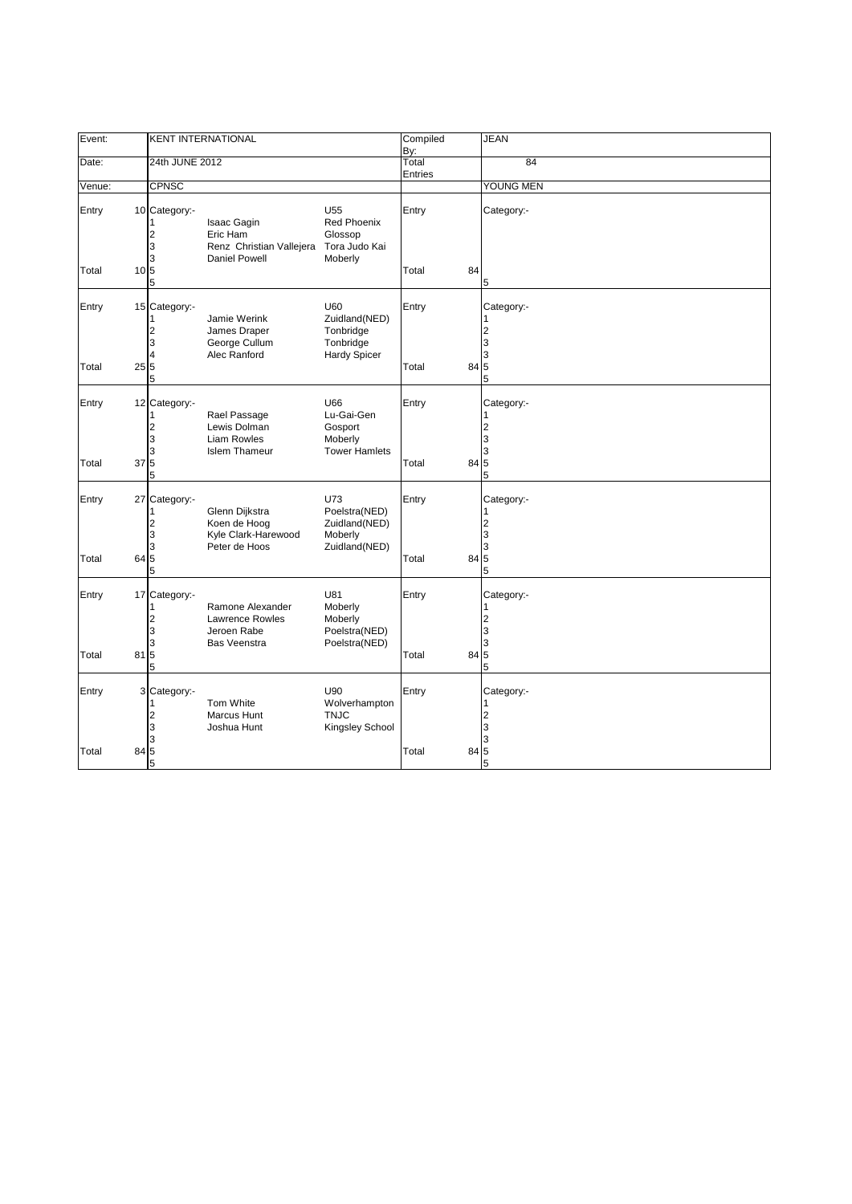| Event: | KENT INTERNATIONAL | | | Compiled By: | | JEAN |
|---|---|---|---|---|---|---|
| Date: | 24th JUNE 2012 | | | Total Entries | | 84 |
| Venue: | CPNSC | | | | | YOUNG MEN |

| | | | | | | | |
|---|---|---|---|---|---|---|---|
| Entry | 10 | Category:- | | U55 | Entry | | Category:- |
| | | 1 | Isaac Gagin | Red Phoenix | | | |
| | | 2 | Eric Ham | Glossop | | | |
| | | 3 | Renz Christian Vallejera | Tora Judo Kai | | | |
| | | 3 | Daniel Powell | Moberly | | | |
| Total | 10 | 5 | | | Total | 84 | |
| | | 5 | | | | | 5 |
| Entry | 15 | Category:- | | U60 | Entry | | Category:- |
| | | 1 | Jamie Werink | Zuidland(NED) | | | 1 |
| | | 2 | James Draper | Tonbridge | | | 2 |
| | | 3 | George Cullum | Tonbridge | | | 3 |
| | | 4 | Alec Ranford | Hardy Spicer | | | 3 |
| Total | 25 | 5 | | | Total | 84 | 5 |
| | | 5 | | | | | 5 |
| Entry | 12 | Category:- | | U66 | Entry | | Category:- |
| | | 1 | Rael Passage | Lu-Gai-Gen | | | 1 |
| | | 2 | Lewis Dolman | Gosport | | | 2 |
| | | 3 | Liam Rowles | Moberly | | | 3 |
| | | 3 | Islem Thameur | Tower Hamlets | | | 3 |
| Total | 37 | 5 | | | Total | 84 | 5 |
| | | 5 | | | | | 5 |
| Entry | 27 | Category:- | | U73 | Entry | | Category:- |
| | | 1 | Glenn Dijkstra | Poelstra(NED) | | | 1 |
| | | 2 | Koen de Hoog | Zuidland(NED) | | | 2 |
| | | 3 | Kyle Clark-Harewood | Moberly | | | 3 |
| | | 3 | Peter de Hoos | Zuidland(NED) | | | 3 |
| Total | 64 | 5 | | | Total | 84 | 5 |
| | | 5 | | | | | 5 |
| Entry | 17 | Category:- | | U81 | Entry | | Category:- |
| | | 1 | Ramone Alexander | Moberly | | | 1 |
| | | 2 | Lawrence Rowles | Moberly | | | 2 |
| | | 3 | Jeroen Rabe | Poelstra(NED) | | | 3 |
| | | 3 | Bas Veenstra | Poelstra(NED) | | | 3 |
| Total | 81 | 5 | | | Total | 84 | 5 |
| | | 5 | | | | | 5 |
| Entry | 3 | Category:- | | U90 | Entry | | Category:- |
| | | 1 | Tom White | Wolverhampton | | | 1 |
| | | 2 | Marcus Hunt | TNJC | | | 2 |
| | | 3 | Joshua Hunt | Kingsley School | | | 3 |
| | | 3 | | | | | 3 |
| Total | 84 | 5 | | | Total | 84 | 5 |
| | | 5 | | | | | 5 |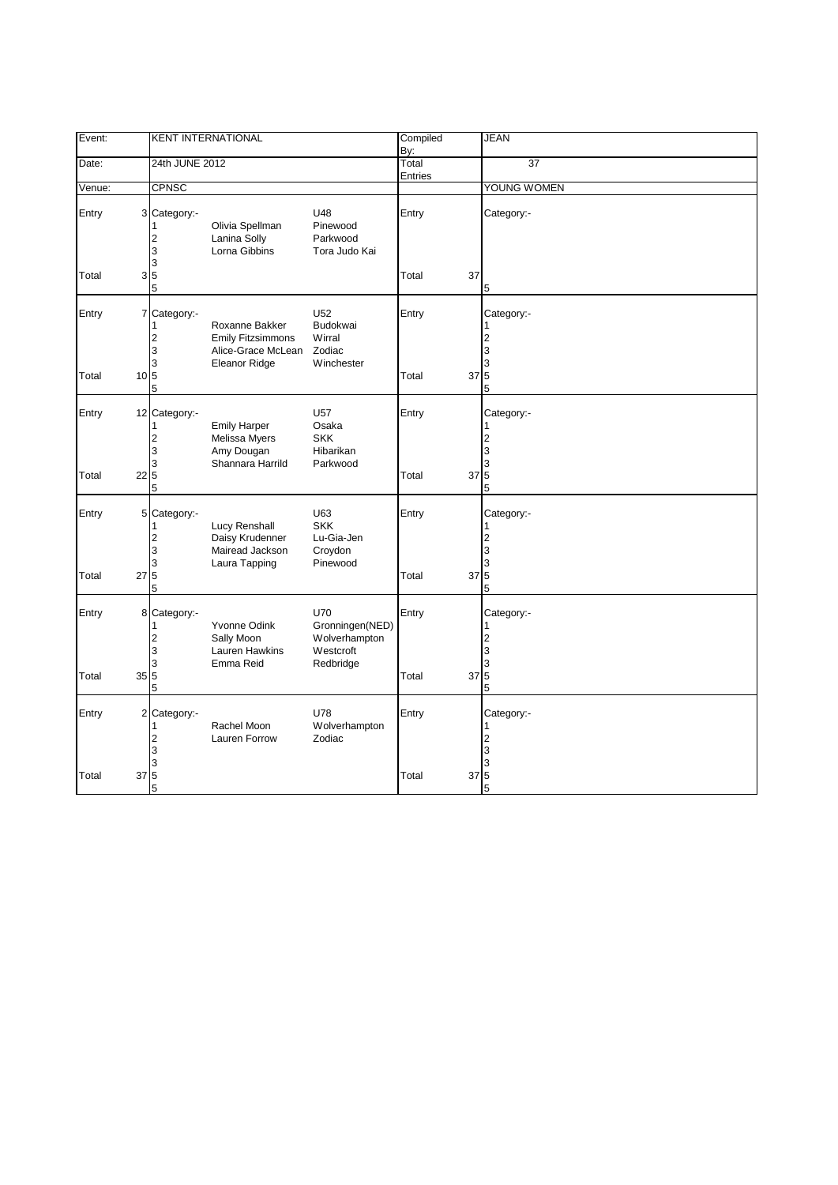| Event: | KENT INTERNATIONAL | | | Compiled By: | | JEAN |
|---|---|---|---|---|---|---|
| Date: | 24th JUNE 2012 | | | Total Entries | | 37 |
| Venue: | CPNSC | | | | | YOUNG WOMEN |

| | | | | | | | |
|---|---|---|---|---|---|---|---|
| Entry | 3 | Category:- | | U48 | Entry | | Category:- |
| | | 1 | Olivia Spellman | Pinewood | | | |
| | | 2 | Lanina Solly | Parkwood | | | |
| | | 3 | Lorna Gibbins | Tora Judo Kai | | | |
| | | 3 | | | | | |
| Total | 3 | 5 | | | Total | 37 | |
| | | 5 | | | | | 5 |
| Entry | 7 | Category:- | | U52 | Entry | | Category:- |
| | | 1 | Roxanne Bakker | Budokwai | | | 1 |
| | | 2 | Emily Fitzsimmons | Wirral | | | 2 |
| | | 3 | Alice-Grace McLean | Zodiac | | | 3 |
| | | 3 | Eleanor Ridge | Winchester | | | 3 |
| Total | 10 | 5 | | | Total | 37 | 5 |
| | | 5 | | | | | 5 |
| Entry | 12 | Category:- | | U57 | Entry | | Category:- |
| | | 1 | Emily Harper | Osaka | | | 1 |
| | | 2 | Melissa Myers | SKK | | | 2 |
| | | 3 | Amy Dougan | Hibarikan | | | 3 |
| | | 3 | Shannara Harrild | Parkwood | | | 3 |
| Total | 22 | 5 | | | Total | 37 | 5 |
| | | 5 | | | | | 5 |
| Entry | 5 | Category:- | | U63 | Entry | | Category:- |
| | | 1 | Lucy Renshall | SKK | | | 1 |
| | | 2 | Daisy Krudenner | Lu-Gia-Jen | | | 2 |
| | | 3 | Mairead Jackson | Croydon | | | 3 |
| | | 3 | Laura Tapping | Pinewood | | | 3 |
| Total | 27 | 5 | | | Total | 37 | 5 |
| | | 5 | | | | | 5 |
| Entry | 8 | Category:- | | U70 | Entry | | Category:- |
| | | 1 | Yvonne Odink | Gronningen(NED) | | | 1 |
| | | 2 | Sally Moon | Wolverhampton | | | 2 |
| | | 3 | Lauren Hawkins | Westcroft | | | 3 |
| | | 3 | Emma Reid | Redbridge | | | 3 |
| Total | 35 | 5 | | | Total | 37 | 5 |
| | | 5 | | | | | 5 |
| Entry | 2 | Category:- | | U78 | Entry | | Category:- |
| | | 1 | Rachel Moon | Wolverhampton | | | 1 |
| | | 2 | Lauren Forrow | Zodiac | | | 2 |
| | | 3 | | | | | 3 |
| | | 3 | | | | | 3 |
| Total | 37 | 5 | | | Total | 37 | 5 |
| | | 5 | | | | | 5 |